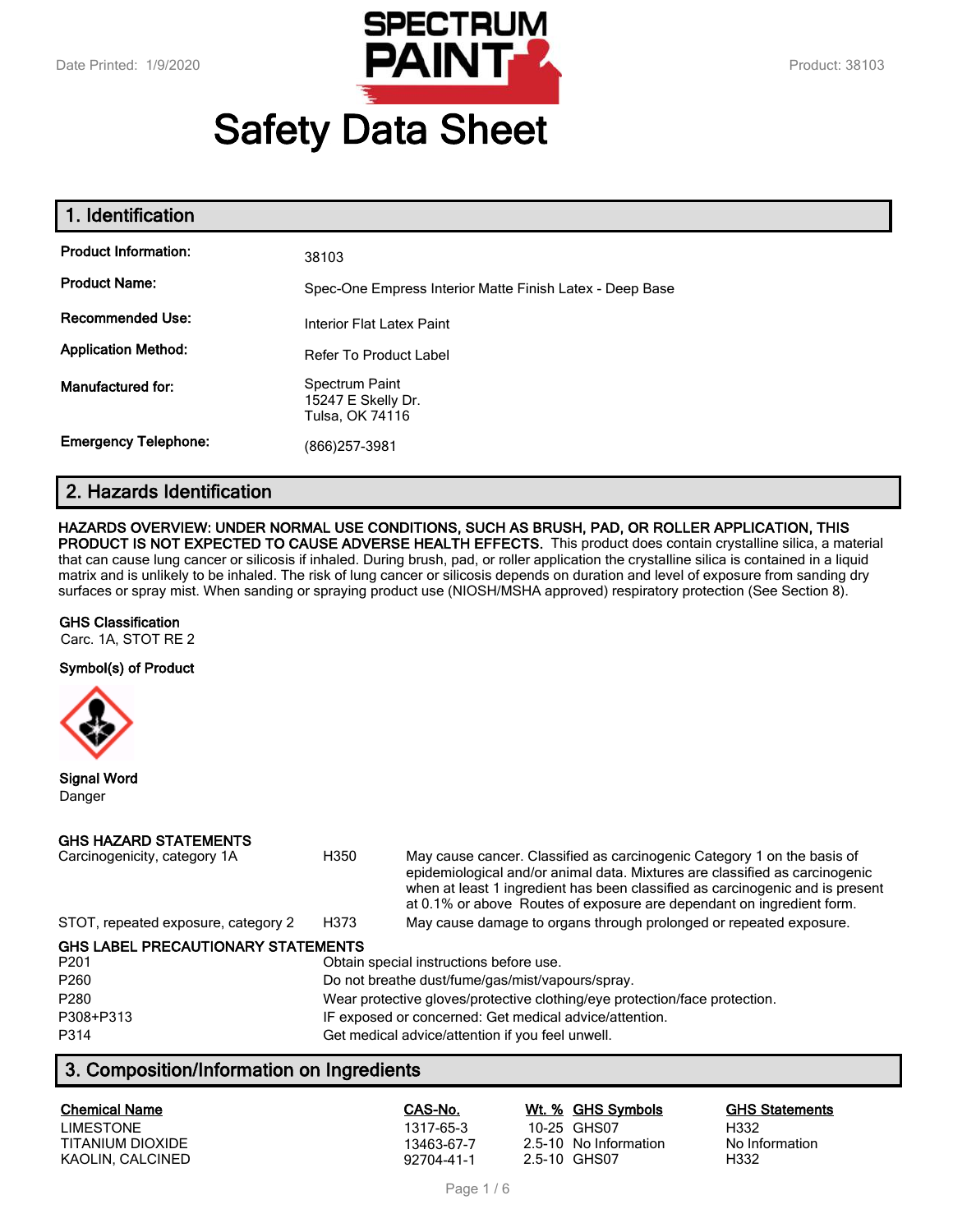Date Printed: 1/9/2020

Product: 38103

# Safety Data Sheet

## 1. Identification

| | |
|---|---|
| **Product Information:** | 38103 |
| **Product Name:** | Spec-One Empress Interior Matte Finish Latex - Deep Base |
| **Recommended Use:** | Interior Flat Latex Paint |
| **Application Method:** | Refer To Product Label |
| **Manufactured for:** | Spectrum Paint<br>15247 E Skelly Dr.<br>Tulsa, OK 74116 |
| **Emergency Telephone:** | (866)257-3981 |

## 2. Hazards Identification

**HAZARDS OVERVIEW: UNDER NORMAL USE CONDITIONS, SUCH AS BRUSH, PAD, OR ROLLER APPLICATION, THIS PRODUCT IS NOT EXPECTED TO CAUSE ADVERSE HEALTH EFFECTS.** This product does contain crystalline silica, a material that can cause lung cancer or silicosis if inhaled. During brush, pad, or roller application the crystalline silica is contained in a liquid matrix and is unlikely to be inhaled. The risk of lung cancer or silicosis depends on duration and level of exposure from sanding dry surfaces or spray mist. When sanding or spraying product use (NIOSH/MSHA approved) respiratory protection (See Section 8).

**GHS Classification**

Carc. 1A, STOT RE 2

**Symbol(s) of Product**

**Signal Word**

Danger

**GHS HAZARD STATEMENTS**

| | | |
|---|---|---|
| Carcinogenicity, category 1A | H350 | May cause cancer. Classified as carcinogenic Category 1 on the basis of epidemiological and/or animal data. Mixtures are classified as carcinogenic when at least 1 ingredient has been classified as carcinogenic and is present at 0.1% or above Routes of exposure are dependant on ingredient form. |
| STOT, repeated exposure, category 2 | H373 | May cause damage to organs through prolonged or repeated exposure. |

**GHS LABEL PRECAUTIONARY STATEMENTS**

| | |
|---|---|
| P201 | Obtain special instructions before use. |
| P260 | Do not breathe dust/fume/gas/mist/vapours/spray. |
| P280 | Wear protective gloves/protective clothing/eye protection/face protection. |
| P308+P313 | IF exposed or concerned: Get medical advice/attention. |
| P314 | Get medical advice/attention if you feel unwell. |

## 3. Composition/Information on Ingredients

| Chemical Name | CAS-No. | Wt. % | GHS Symbols | GHS Statements |
|---|---|---|---|---|
| LIMESTONE | 1317-65-3 | 10-25 | GHS07 | H332 |
| TITANIUM DIOXIDE | 13463-67-7 | 2.5-10 | No Information | No Information |
| KAOLIN, CALCINED | 92704-41-1 | 2.5-10 | GHS07 | H332 |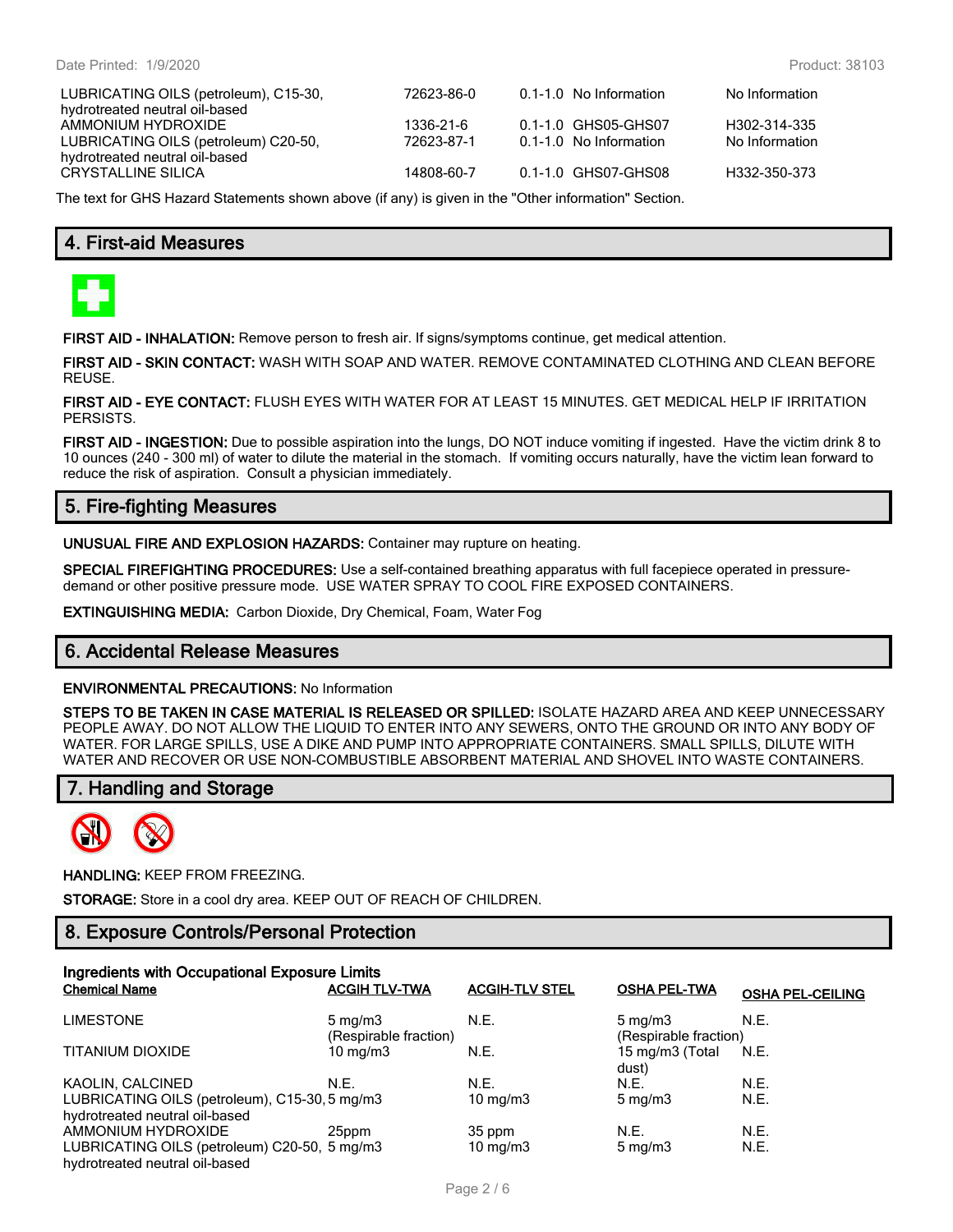| | | | | |
|---|---|---|---|---|
| LUBRICATING OILS (petroleum), C15-30, hydrotreated neutral oil-based | 72623-86-0 | 0.1-1.0 | No Information | No Information |
| AMMONIUM HYDROXIDE | 1336-21-6 | 0.1-1.0 | GHS05-GHS07 | H302-314-335 |
| LUBRICATING OILS (petroleum) C20-50, hydrotreated neutral oil-based | 72623-87-1 | 0.1-1.0 | No Information | No Information |
| CRYSTALLINE SILICA | 14808-60-7 | 0.1-1.0 | GHS07-GHS08 | H332-350-373 |

The text for GHS Hazard Statements shown above (if any) is given in the "Other information" Section.

## 4. First-aid Measures

**FIRST AID - INHALATION:** Remove person to fresh air. If signs/symptoms continue, get medical attention.

**FIRST AID - SKIN CONTACT:** WASH WITH SOAP AND WATER. REMOVE CONTAMINATED CLOTHING AND CLEAN BEFORE REUSE.

**FIRST AID - EYE CONTACT:** FLUSH EYES WITH WATER FOR AT LEAST 15 MINUTES. GET MEDICAL HELP IF IRRITATION PERSISTS.

**FIRST AID - INGESTION:** Due to possible aspiration into the lungs, DO NOT induce vomiting if ingested. Have the victim drink 8 to 10 ounces (240 - 300 ml) of water to dilute the material in the stomach. If vomiting occurs naturally, have the victim lean forward to reduce the risk of aspiration. Consult a physician immediately.

## 5. Fire-fighting Measures

**UNUSUAL FIRE AND EXPLOSION HAZARDS:** Container may rupture on heating.

**SPECIAL FIREFIGHTING PROCEDURES:** Use a self-contained breathing apparatus with full facepiece operated in pressure-demand or other positive pressure mode. USE WATER SPRAY TO COOL FIRE EXPOSED CONTAINERS.

**EXTINGUISHING MEDIA:** Carbon Dioxide, Dry Chemical, Foam, Water Fog

## 6. Accidental Release Measures

**ENVIRONMENTAL PRECAUTIONS:** No Information

**STEPS TO BE TAKEN IN CASE MATERIAL IS RELEASED OR SPILLED:** ISOLATE HAZARD AREA AND KEEP UNNECESSARY PEOPLE AWAY. DO NOT ALLOW THE LIQUID TO ENTER INTO ANY SEWERS, ONTO THE GROUND OR INTO ANY BODY OF WATER. FOR LARGE SPILLS, USE A DIKE AND PUMP INTO APPROPRIATE CONTAINERS. SMALL SPILLS, DILUTE WITH WATER AND RECOVER OR USE NON-COMBUSTIBLE ABSORBENT MATERIAL AND SHOVEL INTO WASTE CONTAINERS.

## 7. Handling and Storage

**HANDLING:** KEEP FROM FREEZING.

**STORAGE:** Store in a cool dry area. KEEP OUT OF REACH OF CHILDREN.

## 8. Exposure Controls/Personal Protection

**Ingredients with Occupational Exposure Limits**

| Chemical Name | ACGIH TLV-TWA | ACGIH-TLV STEL | OSHA PEL-TWA | OSHA PEL-CEILING |
|---|---|---|---|---|
| LIMESTONE | 5 mg/m3 (Respirable fraction) | N.E. | 5 mg/m3 (Respirable fraction) | N.E. |
| TITANIUM DIOXIDE | 10 mg/m3 | N.E. | 15 mg/m3 (Total dust) | N.E. |
| KAOLIN, CALCINED | N.E. | N.E. | N.E. | N.E. |
| LUBRICATING OILS (petroleum), C15-30, hydrotreated neutral oil-based | 5 mg/m3 | 10 mg/m3 | 5 mg/m3 | N.E. |
| AMMONIUM HYDROXIDE | 25ppm | 35 ppm | N.E. | N.E. |
| LUBRICATING OILS (petroleum) C20-50, hydrotreated neutral oil-based | 5 mg/m3 | 10 mg/m3 | 5 mg/m3 | N.E. |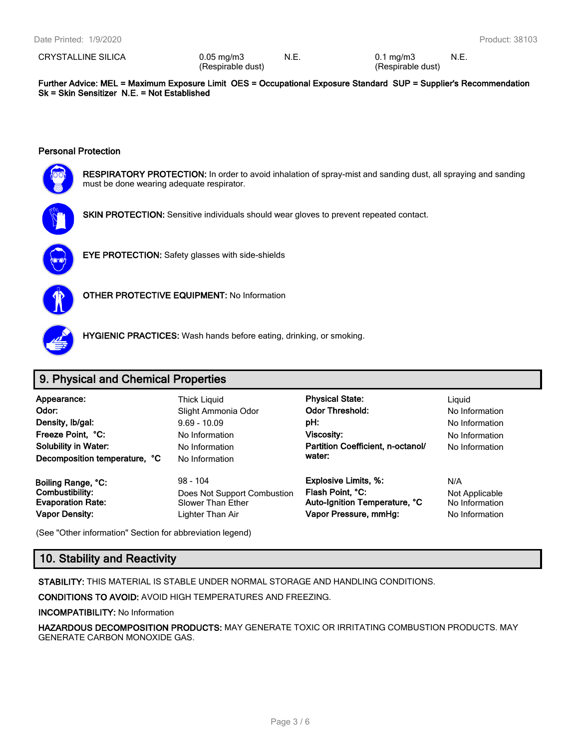| CRYSTALLINE SILICA | 0.05 mg/m3 (Respirable dust) | N.E. | 0.1 mg/m3 (Respirable dust) | N.E. |
|---|---|---|---|---|

**Further Advice: MEL = Maximum Exposure Limit OES = Occupational Exposure Standard SUP = Supplier's Recommendation Sk = Skin Sensitizer N.E. = Not Established**

### Personal Protection

**RESPIRATORY PROTECTION:** In order to avoid inhalation of spray-mist and sanding dust, all spraying and sanding must be done wearing adequate respirator.

**SKIN PROTECTION:** Sensitive individuals should wear gloves to prevent repeated contact.

**EYE PROTECTION:** Safety glasses with side-shields

**OTHER PROTECTIVE EQUIPMENT:** No Information

**HYGIENIC PRACTICES:** Wash hands before eating, drinking, or smoking.

## 9. Physical and Chemical Properties

| | | | |
|---|---|---|---|
| **Appearance:** | Thick Liquid | **Physical State:** | Liquid |
| **Odor:** | Slight Ammonia Odor | **Odor Threshold:** | No Information |
| **Density, lb/gal:** | 9.69 - 10.09 | **pH:** | No Information |
| **Freeze Point, °C:** | No Information | **Viscosity:** | No Information |
| **Solubility in Water:** | No Information | **Partition Coefficient, n-octanol/ water:** | No Information |
| **Decomposition temperature, °C** | No Information | | |
| **Boiling Range, °C:** | 98 - 104 | **Explosive Limits, %:** | N/A |
| **Combustibility:** | Does Not Support Combustion | **Flash Point, °C:** | Not Applicable |
| **Evaporation Rate:** | Slower Than Ether | **Auto-Ignition Temperature, °C** | No Information |
| **Vapor Density:** | Lighter Than Air | **Vapor Pressure, mmHg:** | No Information |

(See "Other information" Section for abbreviation legend)

## 10. Stability and Reactivity

**STABILITY:** THIS MATERIAL IS STABLE UNDER NORMAL STORAGE AND HANDLING CONDITIONS.

**CONDITIONS TO AVOID:** AVOID HIGH TEMPERATURES AND FREEZING.

**INCOMPATIBILITY:** No Information

**HAZARDOUS DECOMPOSITION PRODUCTS:** MAY GENERATE TOXIC OR IRRITATING COMBUSTION PRODUCTS. MAY GENERATE CARBON MONOXIDE GAS.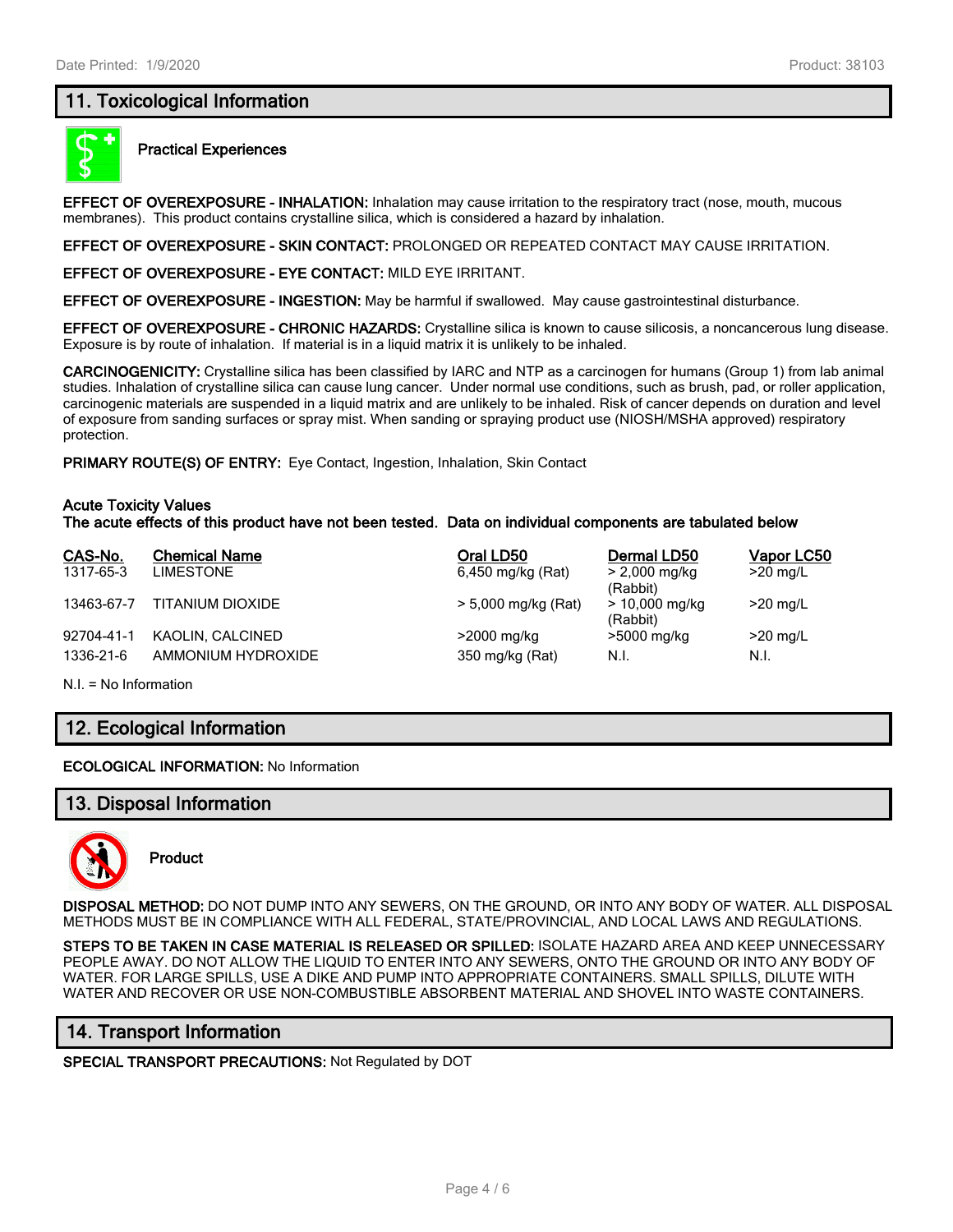## 11. Toxicological Information

### Practical Experiences

**EFFECT OF OVEREXPOSURE - INHALATION:** Inhalation may cause irritation to the respiratory tract (nose, mouth, mucous membranes). This product contains crystalline silica, which is considered a hazard by inhalation.

**EFFECT OF OVEREXPOSURE - SKIN CONTACT:** PROLONGED OR REPEATED CONTACT MAY CAUSE IRRITATION.

**EFFECT OF OVEREXPOSURE - EYE CONTACT:** MILD EYE IRRITANT.

**EFFECT OF OVEREXPOSURE - INGESTION:** May be harmful if swallowed. May cause gastrointestinal disturbance.

**EFFECT OF OVEREXPOSURE - CHRONIC HAZARDS:** Crystalline silica is known to cause silicosis, a noncancerous lung disease. Exposure is by route of inhalation. If material is in a liquid matrix it is unlikely to be inhaled.

**CARCINOGENICITY:** Crystalline silica has been classified by IARC and NTP as a carcinogen for humans (Group 1) from lab animal studies. Inhalation of crystalline silica can cause lung cancer. Under normal use conditions, such as brush, pad, or roller application, carcinogenic materials are suspended in a liquid matrix and are unlikely to be inhaled. Risk of cancer depends on duration and level of exposure from sanding surfaces or spray mist. When sanding or spraying product use (NIOSH/MSHA approved) respiratory protection.

**PRIMARY ROUTE(S) OF ENTRY:** Eye Contact, Ingestion, Inhalation, Skin Contact

**Acute Toxicity Values**
**The acute effects of this product have not been tested. Data on individual components are tabulated below**

| CAS-No. | Chemical Name | Oral LD50 | Dermal LD50 | Vapor LC50 |
|---|---|---|---|---|
| 1317-65-3 | LIMESTONE | 6,450 mg/kg (Rat) | > 2,000 mg/kg (Rabbit) | >20 mg/L |
| 13463-67-7 | TITANIUM DIOXIDE | > 5,000 mg/kg (Rat) | > 10,000 mg/kg (Rabbit) | >20 mg/L |
| 92704-41-1 | KAOLIN, CALCINED | >2000 mg/kg | >5000 mg/kg | >20 mg/L |
| 1336-21-6 | AMMONIUM HYDROXIDE | 350 mg/kg (Rat) | N.I. | N.I. |

N.I. = No Information

## 12. Ecological Information

**ECOLOGICAL INFORMATION:** No Information

## 13. Disposal Information

### Product

**DISPOSAL METHOD:** DO NOT DUMP INTO ANY SEWERS, ON THE GROUND, OR INTO ANY BODY OF WATER. ALL DISPOSAL METHODS MUST BE IN COMPLIANCE WITH ALL FEDERAL, STATE/PROVINCIAL, AND LOCAL LAWS AND REGULATIONS.

**STEPS TO BE TAKEN IN CASE MATERIAL IS RELEASED OR SPILLED:** ISOLATE HAZARD AREA AND KEEP UNNECESSARY PEOPLE AWAY. DO NOT ALLOW THE LIQUID TO ENTER INTO ANY SEWERS, ONTO THE GROUND OR INTO ANY BODY OF WATER. FOR LARGE SPILLS, USE A DIKE AND PUMP INTO APPROPRIATE CONTAINERS. SMALL SPILLS, DILUTE WITH WATER AND RECOVER OR USE NON-COMBUSTIBLE ABSORBENT MATERIAL AND SHOVEL INTO WASTE CONTAINERS.

## 14. Transport Information

**SPECIAL TRANSPORT PRECAUTIONS:** Not Regulated by DOT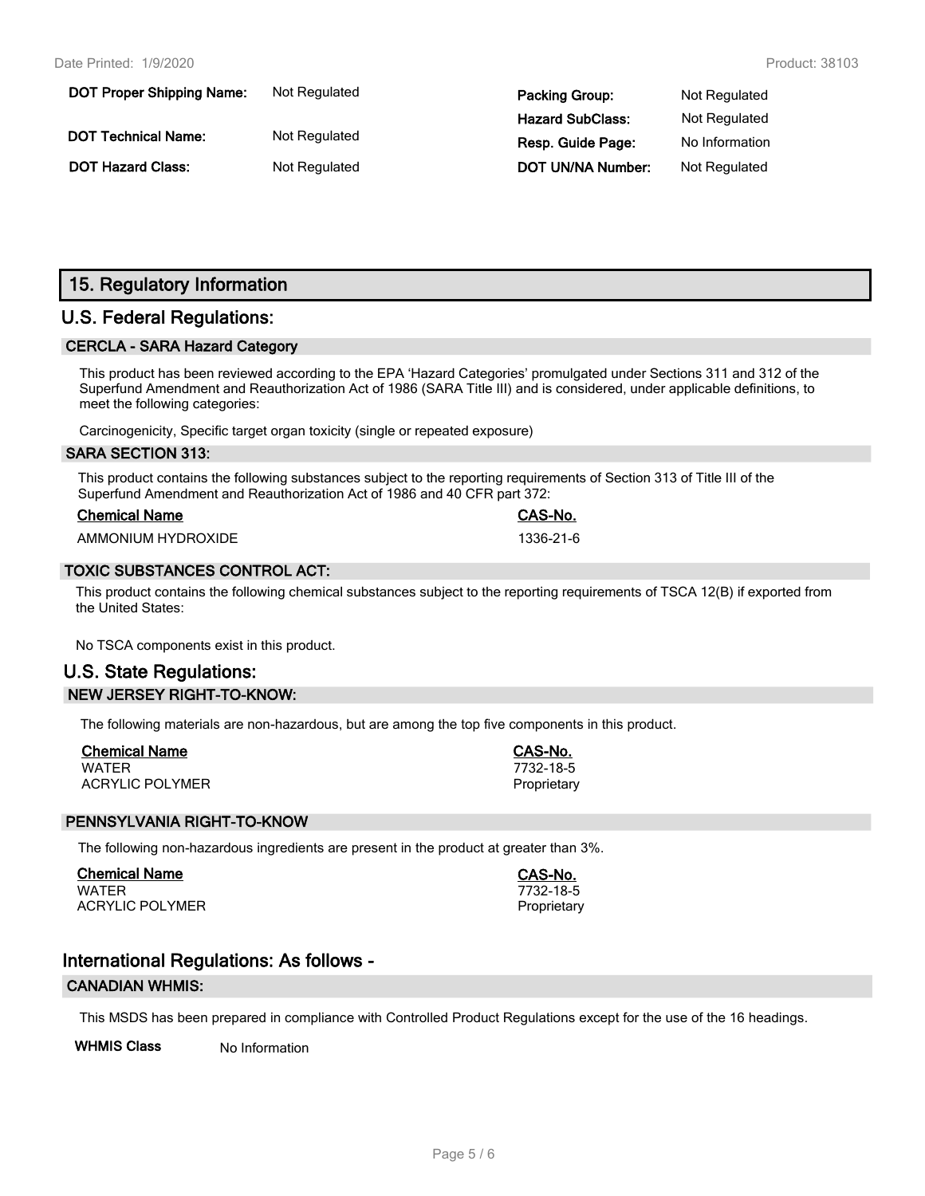| DOT Proper Shipping Name: | Not Regulated | Packing Group: | Not Regulated |
|---|---|---|---|
| | | Hazard SubClass: | Not Regulated |
| DOT Technical Name: | Not Regulated | Resp. Guide Page: | No Information |
| DOT Hazard Class: | Not Regulated | DOT UN/NA Number: | Not Regulated |

## 15. Regulatory Information

## U.S. Federal Regulations:

### CERCLA - SARA Hazard Category

This product has been reviewed according to the EPA 'Hazard Categories' promulgated under Sections 311 and 312 of the Superfund Amendment and Reauthorization Act of 1986 (SARA Title III) and is considered, under applicable definitions, to meet the following categories:

Carcinogenicity, Specific target organ toxicity (single or repeated exposure)

### SARA SECTION 313:

This product contains the following substances subject to the reporting requirements of Section 313 of Title III of the Superfund Amendment and Reauthorization Act of 1986 and 40 CFR part 372:

| Chemical Name | CAS-No. |
|---|---|
| AMMONIUM HYDROXIDE | 1336-21-6 |

### TOXIC SUBSTANCES CONTROL ACT:

This product contains the following chemical substances subject to the reporting requirements of TSCA 12(B) if exported from the United States:

No TSCA components exist in this product.

## U.S. State Regulations:

### NEW JERSEY RIGHT-TO-KNOW:

The following materials are non-hazardous, but are among the top five components in this product.

| Chemical Name | CAS-No. |
|---|---|
| WATER | 7732-18-5 |
| ACRYLIC POLYMER | Proprietary |

### PENNSYLVANIA RIGHT-TO-KNOW

The following non-hazardous ingredients are present in the product at greater than 3%.

| Chemical Name | CAS-No. |
|---|---|
| WATER | 7732-18-5 |
| ACRYLIC POLYMER | Proprietary |

## International Regulations: As follows -

### CANADIAN WHMIS:

This MSDS has been prepared in compliance with Controlled Product Regulations except for the use of the 16 headings.

**WHMIS Class** No Information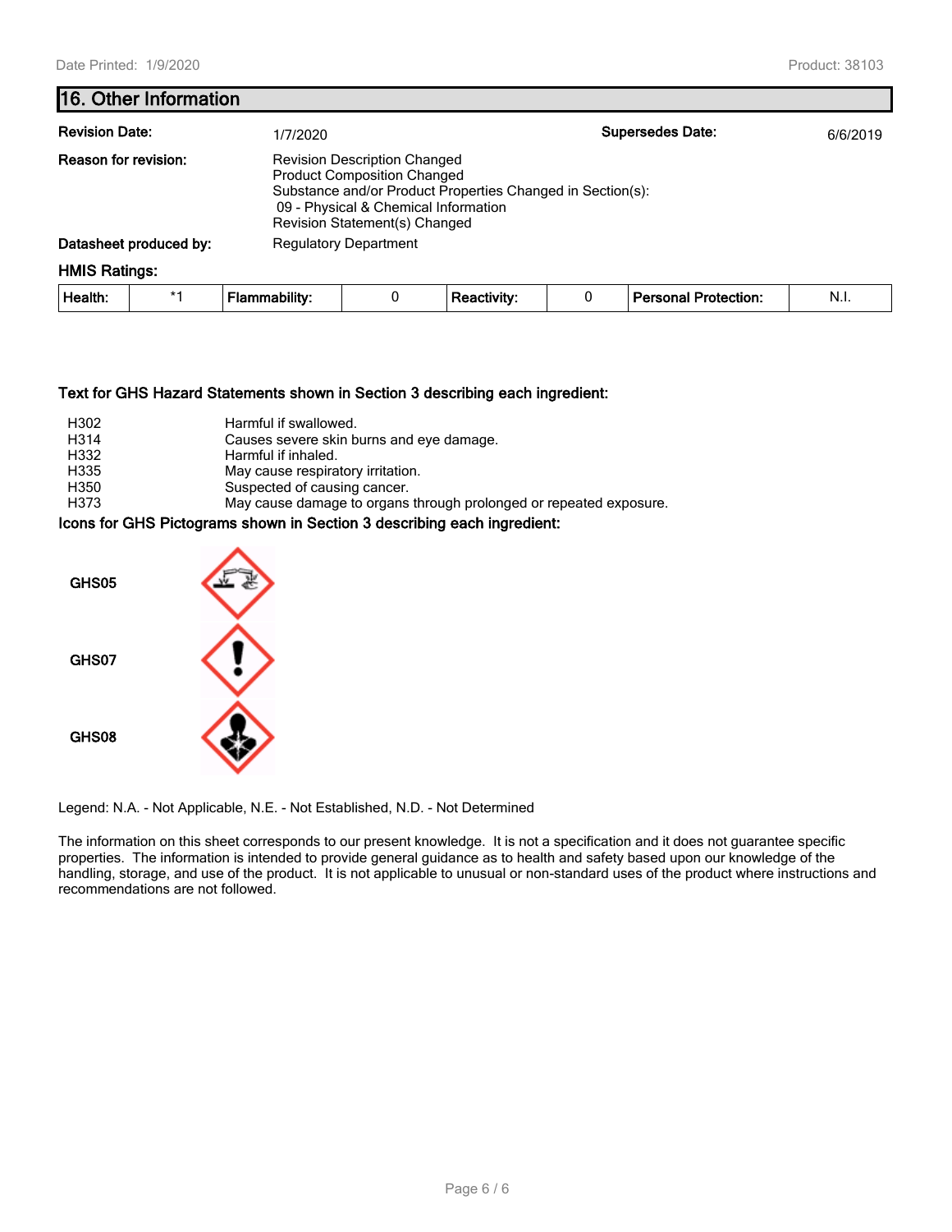## 16. Other Information

| | | | |
|---|---|---|---|
| **Revision Date:** | 1/7/2020 | **Supersedes Date:** | 6/6/2019 |

**Reason for revision:**
Revision Description Changed
Product Composition Changed
Substance and/or Product Properties Changed in Section(s):
09 - Physical & Chemical Information
Revision Statement(s) Changed

**Datasheet produced by:** Regulatory Department

**HMIS Ratings:**

| | | | | | | | |
|---|---|---|---|---|---|---|---|
| **Health:** | *1 | **Flammability:** | 0 | **Reactivity:** | 0 | **Personal Protection:** | N.I. |

**Text for GHS Hazard Statements shown in Section 3 describing each ingredient:**

| | |
|---|---|
| H302 | Harmful if swallowed. |
| H314 | Causes severe skin burns and eye damage. |
| H332 | Harmful if inhaled. |
| H335 | May cause respiratory irritation. |
| H350 | Suspected of causing cancer. |
| H373 | May cause damage to organs through prolonged or repeated exposure. |

**Icons for GHS Pictograms shown in Section 3 describing each ingredient:**

**GHS05**

**GHS07**

**GHS08**

Legend: N.A. - Not Applicable, N.E. - Not Established, N.D. - Not Determined

The information on this sheet corresponds to our present knowledge. It is not a specification and it does not guarantee specific properties. The information is intended to provide general guidance as to health and safety based upon our knowledge of the handling, storage, and use of the product. It is not applicable to unusual or non-standard uses of the product where instructions and recommendations are not followed.